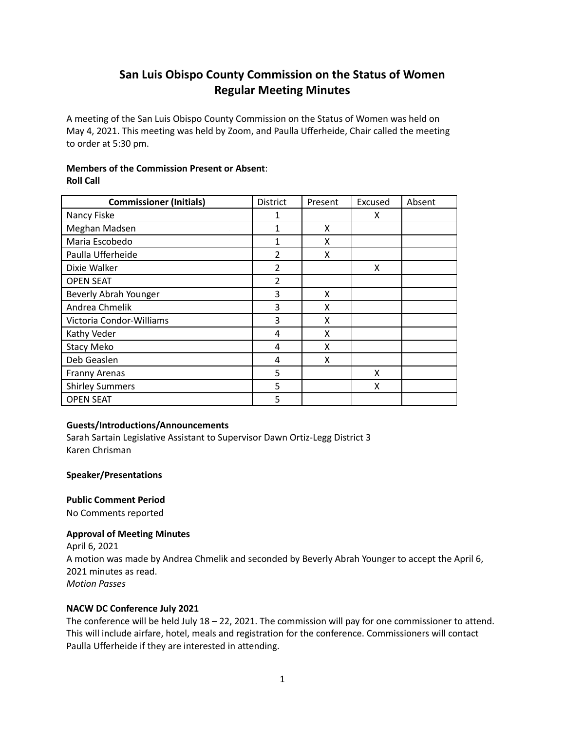# San Luis Obispo County Commission on the Status of Women
## Regular Meeting Minutes

A meeting of the San Luis Obispo County Commission on the Status of Women was held on May 4, 2021. This meeting was held by Zoom, and Paulla Ufferheide, Chair called the meeting to order at 5:30 pm.

**Members of the Commission Present or Absent**:
**Roll Call**

| Commissioner (Initials) | District | Present | Excused | Absent |
|---|---|---|---|---|
| Nancy Fiske | 1 | | X | |
| Meghan Madsen | 1 | X | | |
| Maria Escobedo | 1 | X | | |
| Paulla Ufferheide | 2 | X | | |
| Dixie Walker | 2 | | X | |
| OPEN SEAT | 2 | | | |
| Beverly Abrah Younger | 3 | X | | |
| Andrea Chmelik | 3 | X | | |
| Victoria Condor-Williams | 3 | X | | |
| Kathy Veder | 4 | X | | |
| Stacy Meko | 4 | X | | |
| Deb Geaslen | 4 | X | | |
| Franny Arenas | 5 | | X | |
| Shirley Summers | 5 | | X | |
| OPEN SEAT | 5 | | | |

**Guests/Introductions/Announcements**

Sarah Sartain Legislative Assistant to Supervisor Dawn Ortiz-Legg District 3
Karen Chrisman

**Speaker/Presentations**

**Public Comment Period**

No Comments reported

**Approval of Meeting Minutes**

April 6, 2021
A motion was made by Andrea Chmelik and seconded by Beverly Abrah Younger to accept the April 6, 2021 minutes as read.
*Motion Passes*

**NACW DC Conference July 2021**

The conference will be held July 18 – 22, 2021. The commission will pay for one commissioner to attend. This will include airfare, hotel, meals and registration for the conference. Commissioners will contact Paulla Ufferheide if they are interested in attending.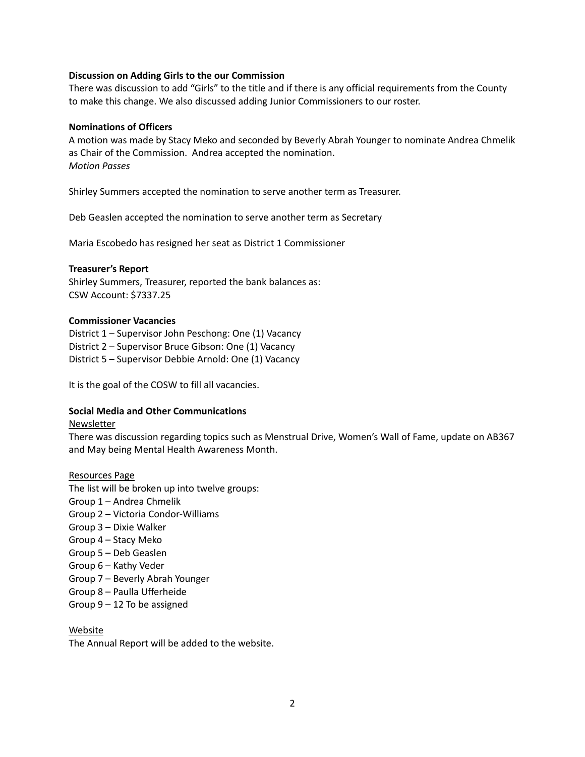**Discussion on Adding Girls to the our Commission**

There was discussion to add "Girls" to the title and if there is any official requirements from the County to make this change. We also discussed adding Junior Commissioners to our roster.

**Nominations of Officers**

A motion was made by Stacy Meko and seconded by Beverly Abrah Younger to nominate Andrea Chmelik as Chair of the Commission. Andrea accepted the nomination.

*Motion Passes*

Shirley Summers accepted the nomination to serve another term as Treasurer.

Deb Geaslen accepted the nomination to serve another term as Secretary

Maria Escobedo has resigned her seat as District 1 Commissioner

**Treasurer's Report**

Shirley Summers, Treasurer, reported the bank balances as:
CSW Account: $7337.25

**Commissioner Vacancies**

District 1 – Supervisor John Peschong: One (1) Vacancy
District 2 – Supervisor Bruce Gibson: One (1) Vacancy
District 5 – Supervisor Debbie Arnold: One (1) Vacancy

It is the goal of the COSW to fill all vacancies.

**Social Media and Other Communications**

<u>Newsletter</u>

There was discussion regarding topics such as Menstrual Drive, Women's Wall of Fame, update on AB367 and May being Mental Health Awareness Month.

<u>Resources Page</u>

The list will be broken up into twelve groups:
Group 1 – Andrea Chmelik
Group 2 – Victoria Condor-Williams
Group 3 – Dixie Walker
Group 4 – Stacy Meko
Group 5 – Deb Geaslen
Group 6 – Kathy Veder
Group 7 – Beverly Abrah Younger
Group 8 – Paulla Ufferheide
Group 9 – 12 To be assigned

<u>Website</u>

The Annual Report will be added to the website.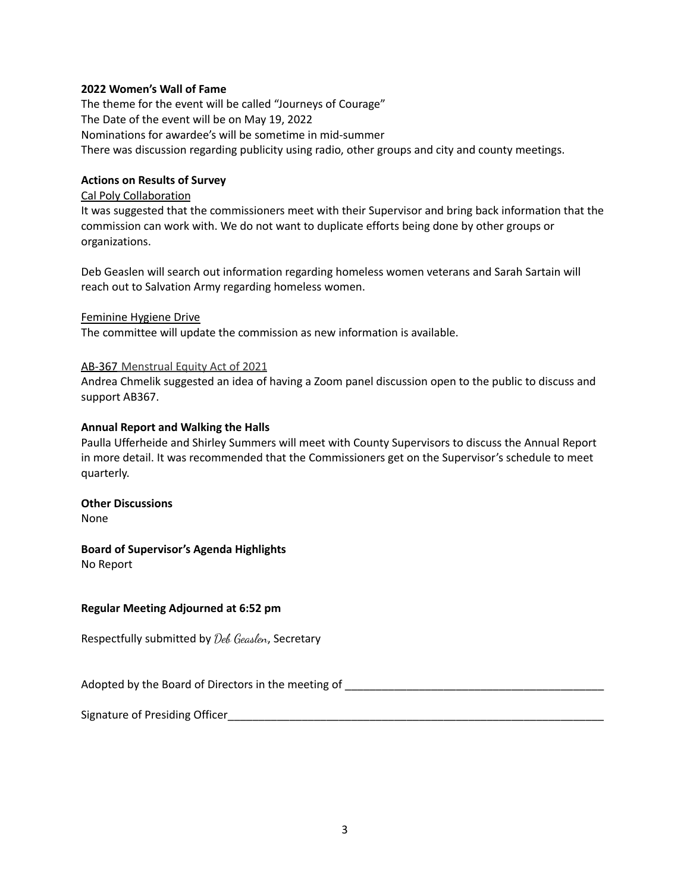**2022 Women's Wall of Fame**

The theme for the event will be called "Journeys of Courage"
The Date of the event will be on May 19, 2022
Nominations for awardee's will be sometime in mid-summer
There was discussion regarding publicity using radio, other groups and city and county meetings.

**Actions on Results of Survey**

Cal Poly Collaboration

It was suggested that the commissioners meet with their Supervisor and bring back information that the commission can work with. We do not want to duplicate efforts being done by other groups or organizations.

Deb Geaslen will search out information regarding homeless women veterans and Sarah Sartain will reach out to Salvation Army regarding homeless women.

Feminine Hygiene Drive

The committee will update the commission as new information is available.

AB-367 Menstrual Equity Act of 2021

Andrea Chmelik suggested an idea of having a Zoom panel discussion open to the public to discuss and support AB367.

**Annual Report and Walking the Halls**

Paulla Ufferheide and Shirley Summers will meet with County Supervisors to discuss the Annual Report in more detail. It was recommended that the Commissioners get on the Supervisor's schedule to meet quarterly.

**Other Discussions**

None

**Board of Supervisor's Agenda Highlights**

No Report

**Regular Meeting Adjourned at 6:52 pm**

Respectfully submitted by *Deb Geaslen*, Secretary

Adopted by the Board of Directors in the meeting of ___________________________________________

Signature of Presiding Officer_______________________________________________________________